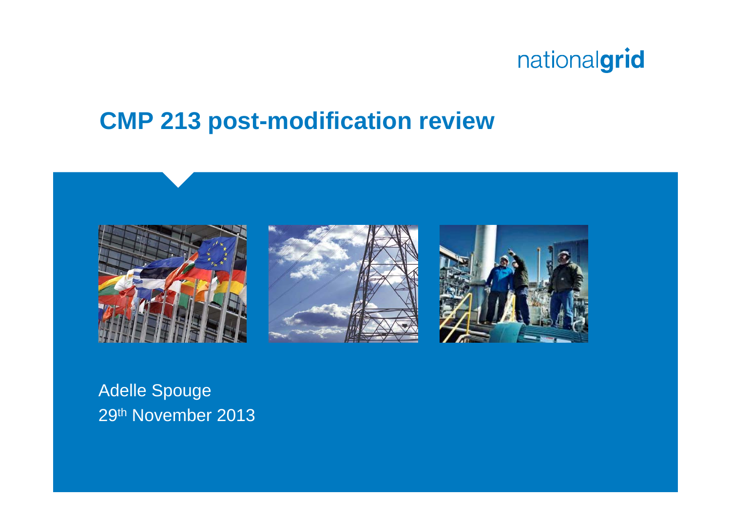nationalgrid

# CMP 213 post-modification review

Adelle Spouge

29th November 2013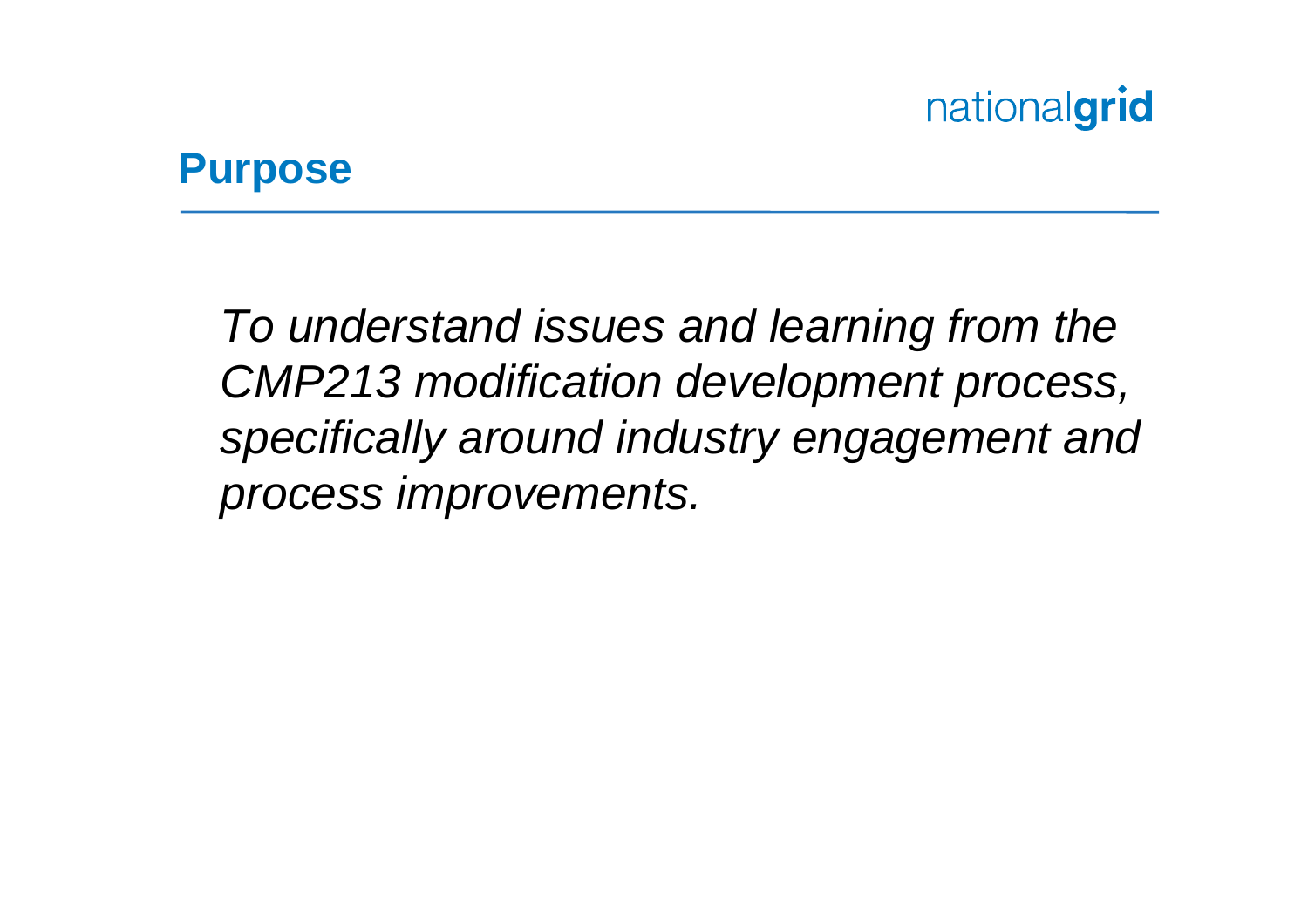## Purpose

*To understand issues and learning from the CMP213 modification development process, specifically around industry engagement and process improvements.*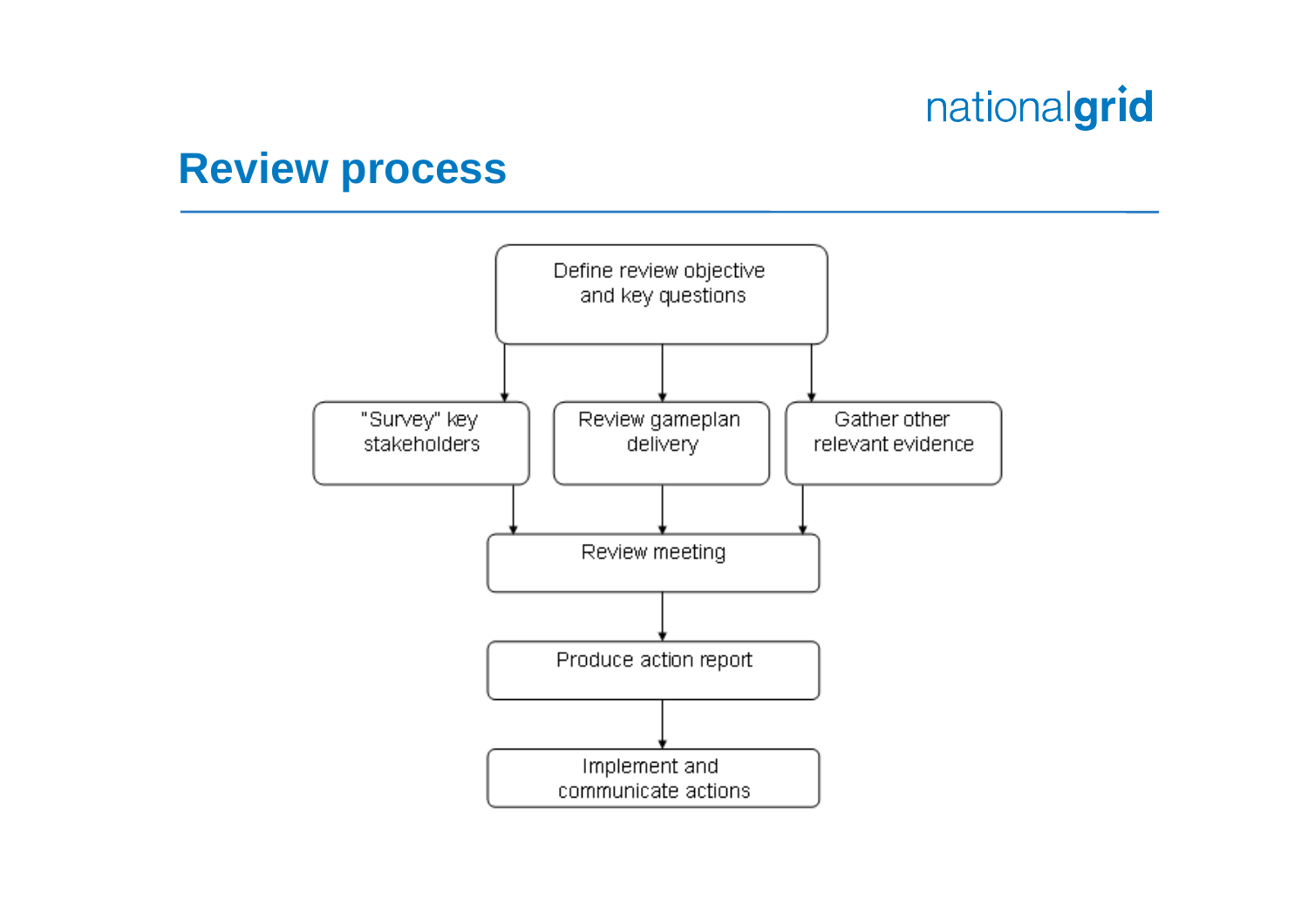# Review process

Define review objective and key questions

"Survey" key stakeholders

Review gameplan delivery

Gather other relevant evidence

Review meeting

Produce action report

Implement and communicate actions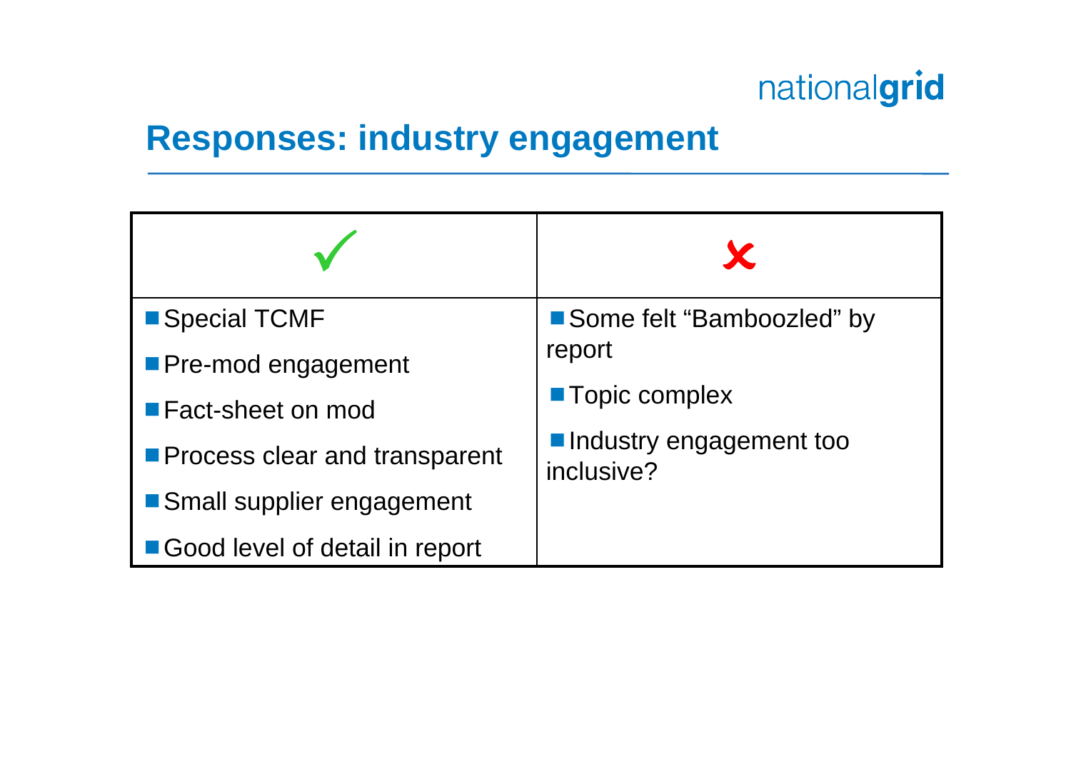## Responses: industry engagement

| ✓ | ✗ |
|---|---|
| ■ Special TCMF<br>■ Pre-mod engagement<br>■ Fact-sheet on mod<br>■ Process clear and transparent<br>■ Small supplier engagement<br>■ Good level of detail in report | ■ Some felt "Bamboozled" by report<br>■ Topic complex<br>■ Industry engagement too inclusive? |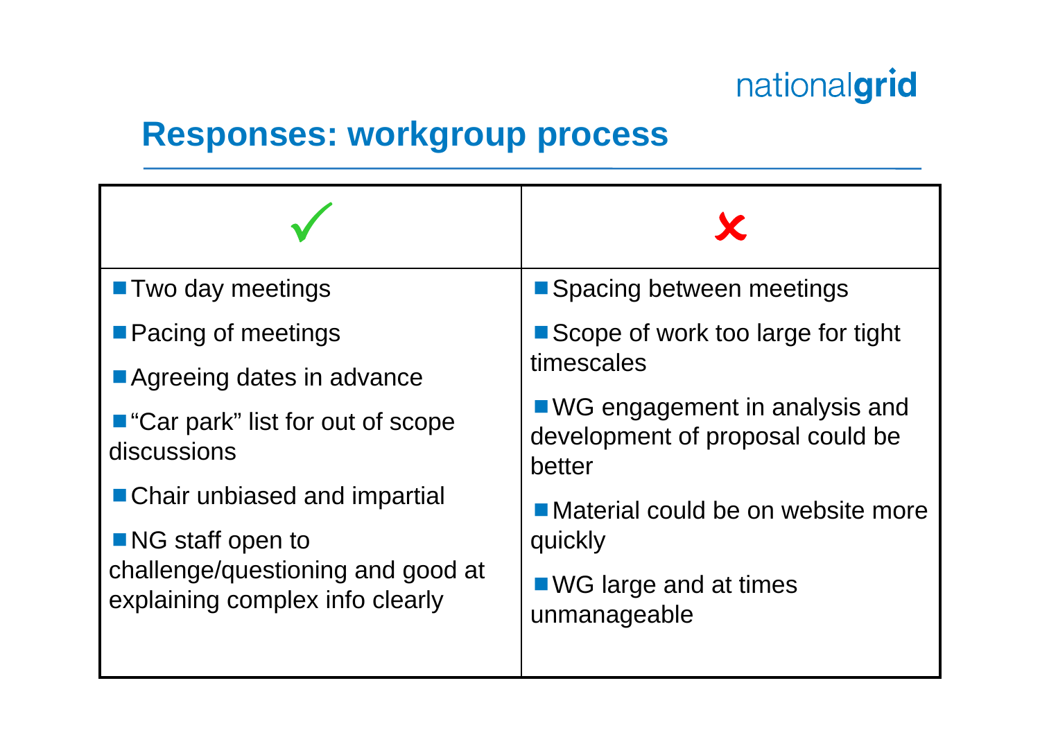## Responses: workgroup process

| ✓ | ✗ |
|---|---|
| ■ Two day meetings<br>■ Pacing of meetings<br>■ Agreeing dates in advance<br>■ "Car park" list for out of scope discussions<br>■ Chair unbiased and impartial<br>■ NG staff open to challenge/questioning and good at explaining complex info clearly | ■ Spacing between meetings<br>■ Scope of work too large for tight timescales<br>■ WG engagement in analysis and development of proposal could be better<br>■ Material could be on website more quickly<br>■ WG large and at times unmanageable |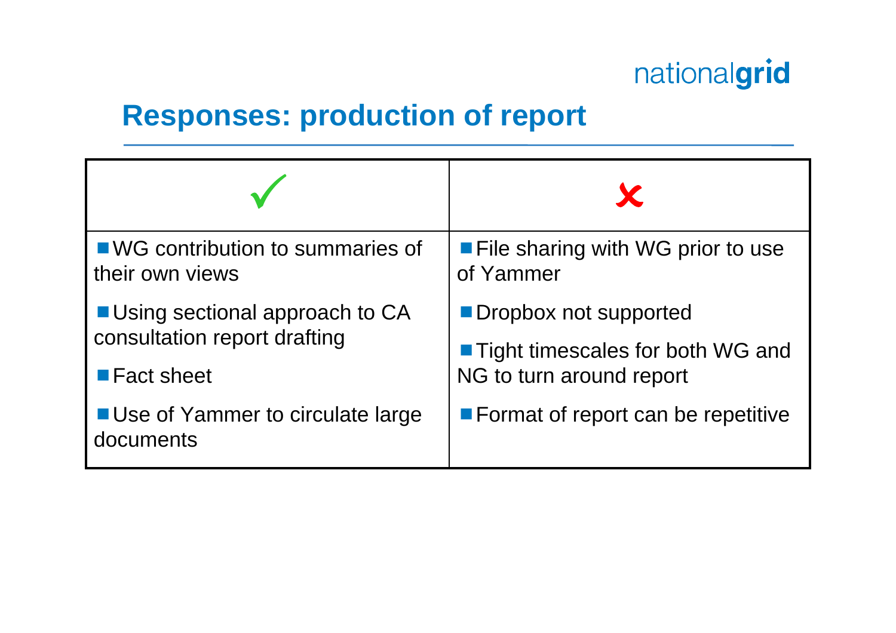## Responses: production of report

| ✓ | ✗ |
|---|---|
| ■ WG contribution to summaries of their own views<br>■ Using sectional approach to CA consultation report drafting<br>■ Fact sheet<br>■ Use of Yammer to circulate large documents | ■ File sharing with WG prior to use of Yammer<br>■ Dropbox not supported<br>■ Tight timescales for both WG and NG to turn around report<br>■ Format of report can be repetitive |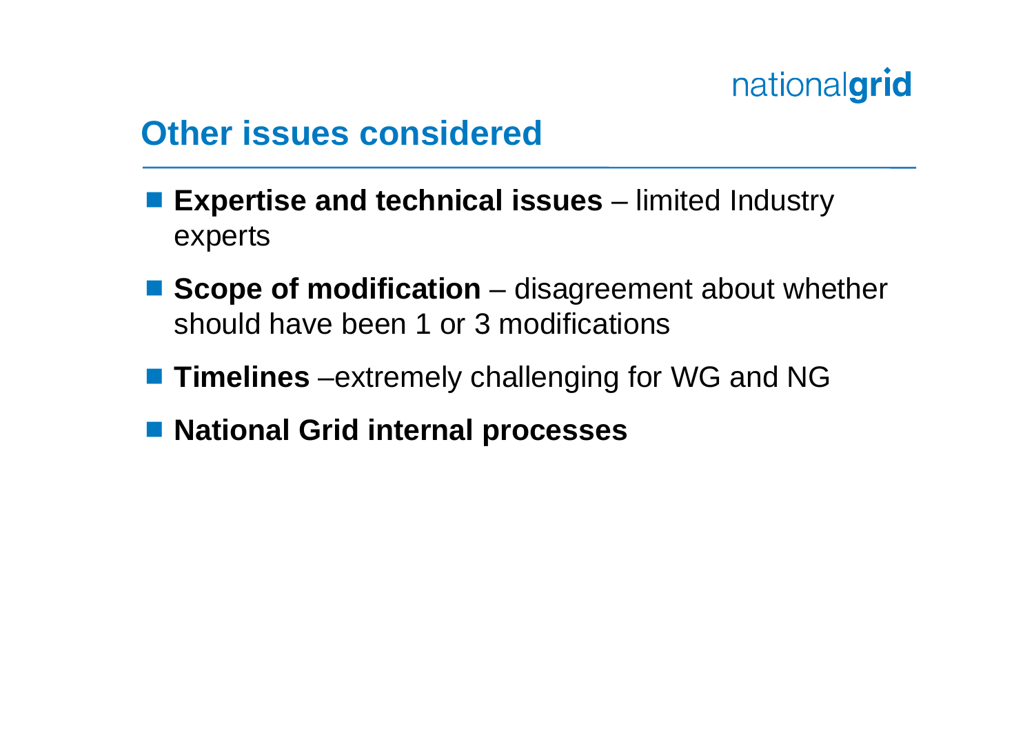## Other issues considered

- **Expertise and technical issues** – limited Industry experts
- **Scope of modification** – disagreement about whether should have been 1 or 3 modifications
- **Timelines** –extremely challenging for WG and NG
- **National Grid internal processes**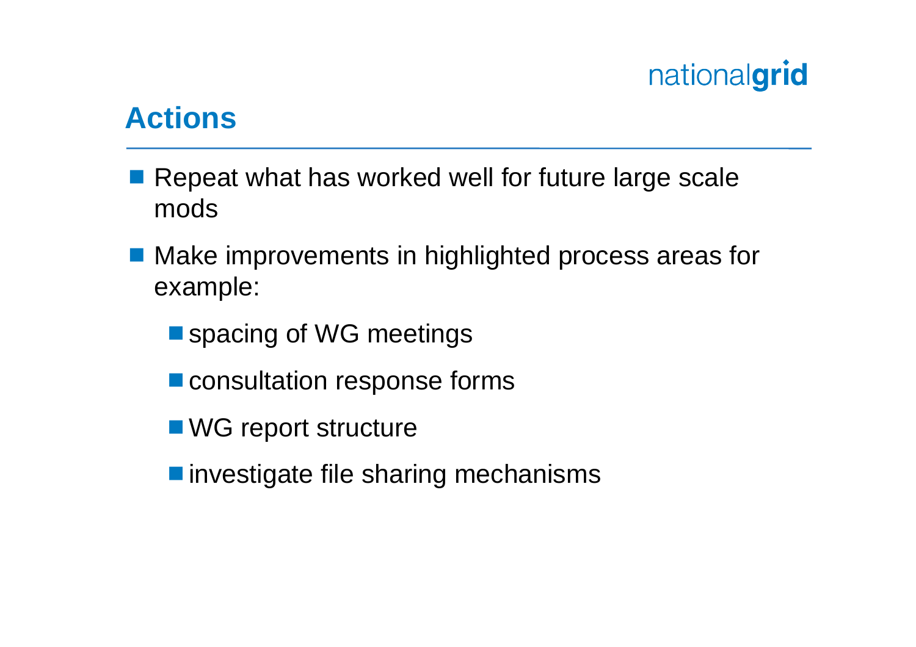## Actions

- Repeat what has worked well for future large scale mods
- Make improvements in highlighted process areas for example:
  - spacing of WG meetings
  - consultation response forms
  - WG report structure
  - investigate file sharing mechanisms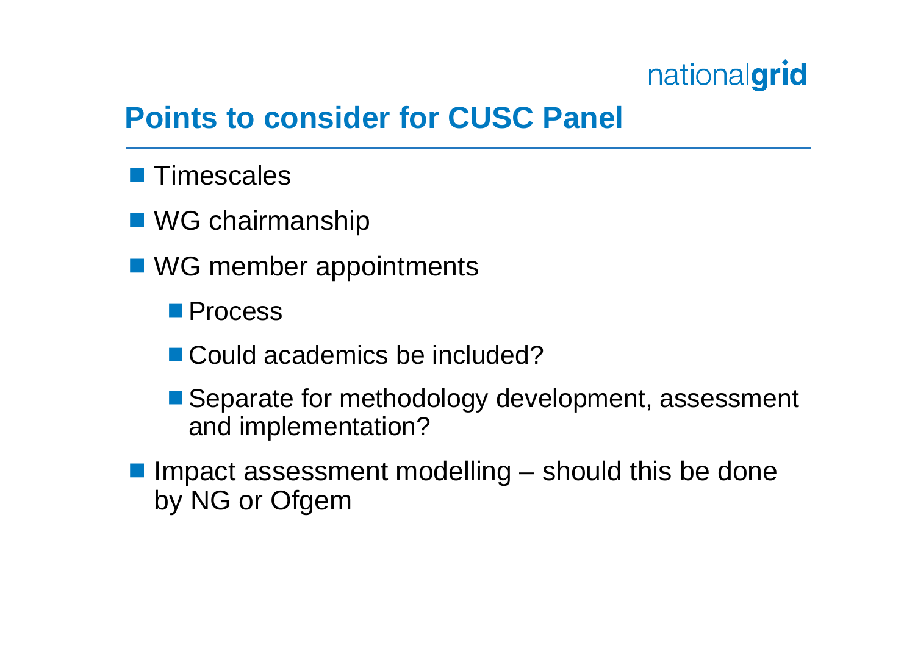# Points to consider for CUSC Panel

- Timescales
- WG chairmanship
- WG member appointments
  - Process
  - Could academics be included?
  - Separate for methodology development, assessment and implementation?
- Impact assessment modelling – should this be done by NG or Ofgem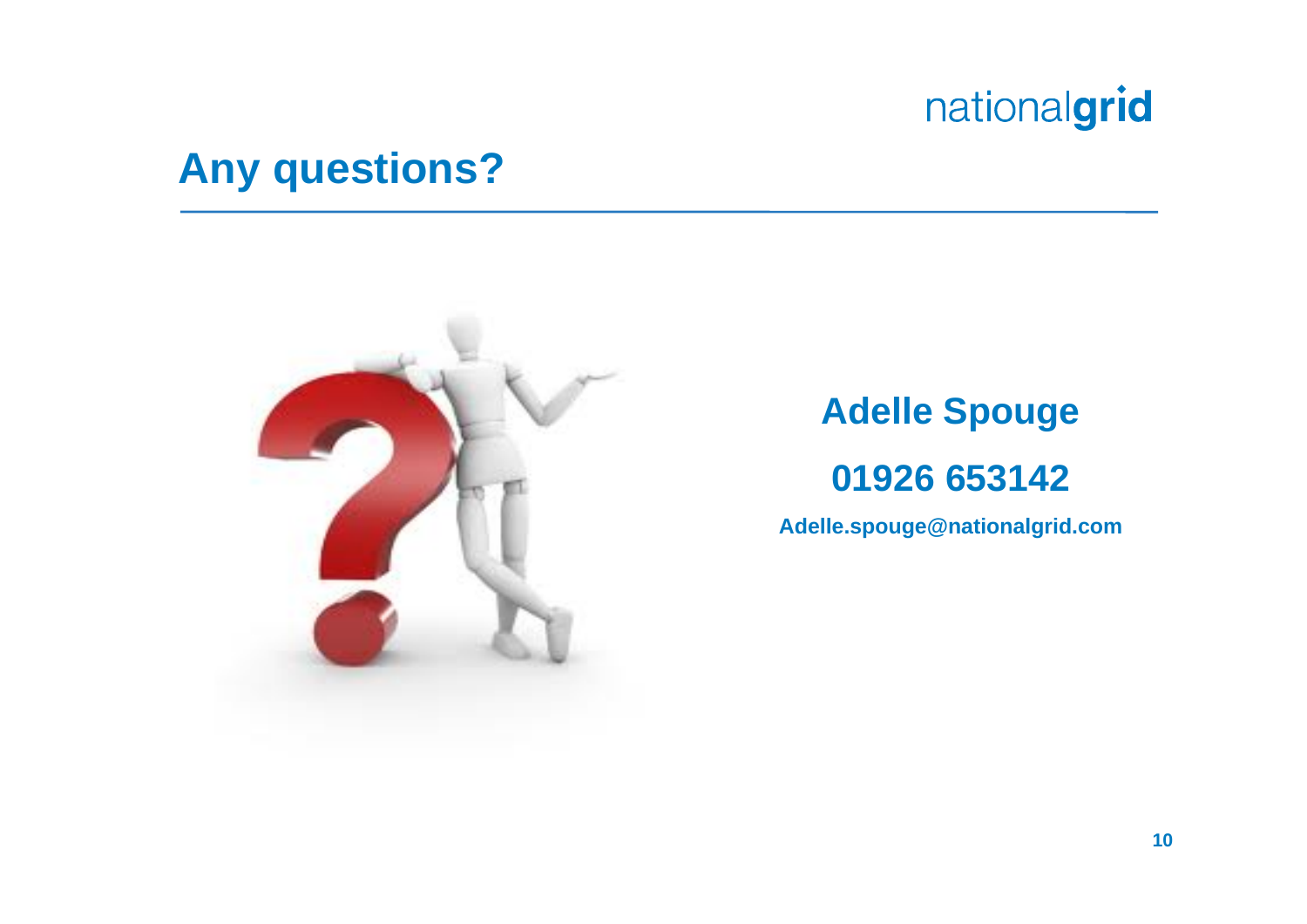# Any questions?

**Adelle Spouge**

**01926 653142**

**Adelle.spouge@nationalgrid.com**